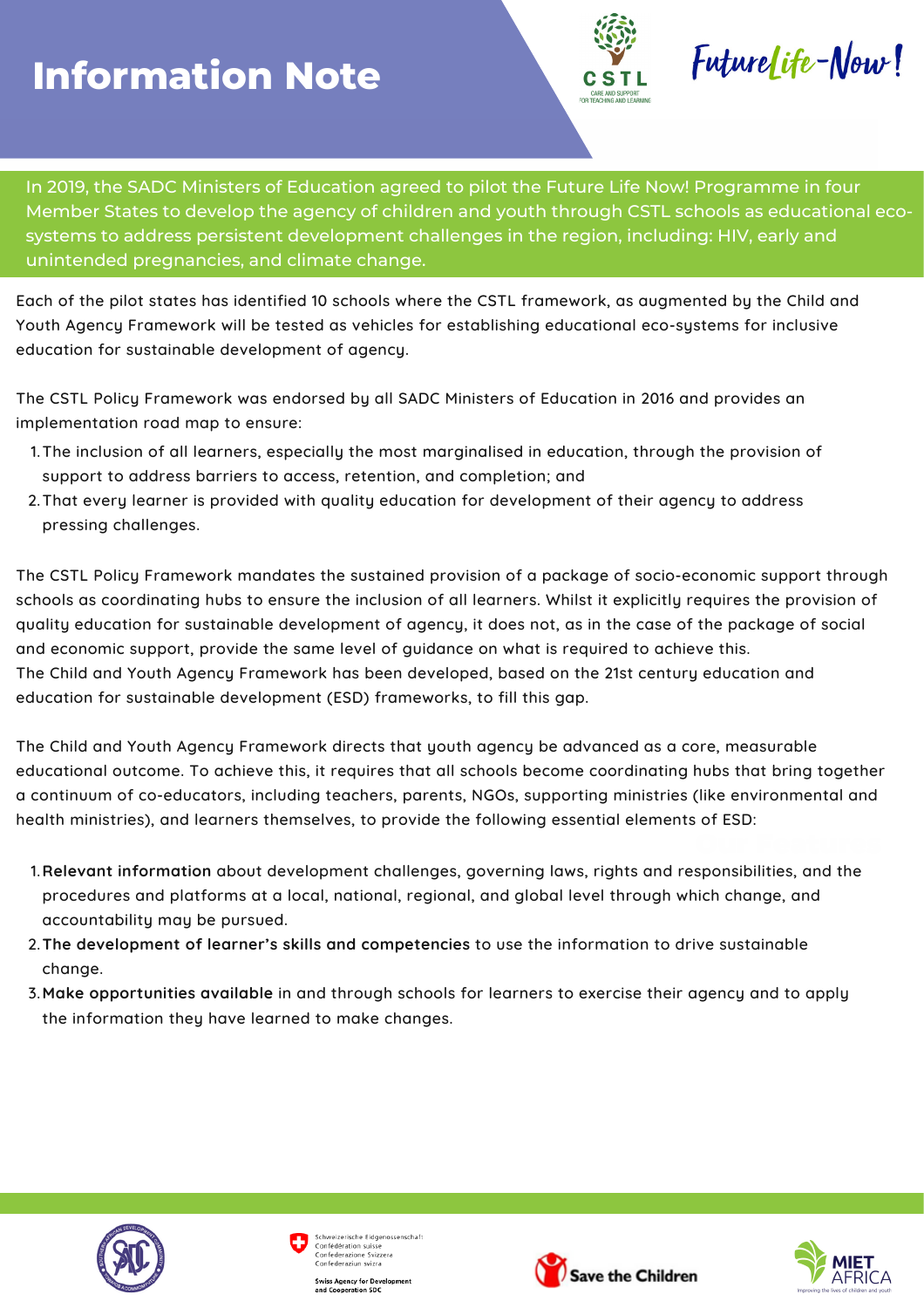# Information Note

In 2019, the SADC Ministers of Education agreed to pilot the Future Life Now! Programme in four Member States to develop the agency of children and youth through CSTL schools as educational eco-systems to address persistent development challenges in the region, including: HIV, early and unintended pregnancies, and climate change.

Each of the pilot states has identified 10 schools where the CSTL framework, as augmented by the Child and Youth Agency Framework will be tested as vehicles for establishing educational eco-systems for inclusive education for sustainable development of agency.

The CSTL Policy Framework was endorsed by all SADC Ministers of Education in 2016 and provides an implementation road map to ensure:

1. The inclusion of all learners, especially the most marginalised in education, through the provision of support to address barriers to access, retention, and completion; and
2. That every learner is provided with quality education for development of their agency to address pressing challenges.

The CSTL Policy Framework mandates the sustained provision of a package of socio-economic support through schools as coordinating hubs to ensure the inclusion of all learners. Whilst it explicitly requires the provision of quality education for sustainable development of agency, it does not, as in the case of the package of social and economic support, provide the same level of guidance on what is required to achieve this.
The Child and Youth Agency Framework has been developed, based on the 21st century education and education for sustainable development (ESD) frameworks, to fill this gap.

The Child and Youth Agency Framework directs that youth agency be advanced as a core, measurable educational outcome. To achieve this, it requires that all schools become coordinating hubs that bring together a continuum of co-educators, including teachers, parents, NGOs, supporting ministries (like environmental and health ministries), and learners themselves, to provide the following essential elements of ESD:

1. **Relevant information** about development challenges, governing laws, rights and responsibilities, and the procedures and platforms at a local, national, regional, and global level through which change, and accountability may be pursued.
2. **The development of learner's skills and competencies** to use the information to drive sustainable change.
3. **Make opportunities available** in and through schools for learners to exercise their agency and to apply the information they have learned to make changes.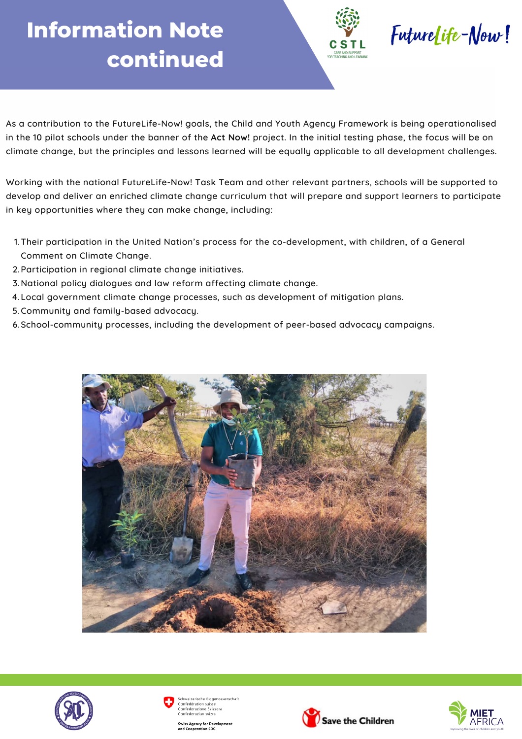# Information Note continued

As a contribution to the FutureLife-Now! goals, the Child and Youth Agency Framework is being operationalised in the 10 pilot schools under the banner of the **Act Now!** project. In the initial testing phase, the focus will be on climate change, but the principles and lessons learned will be equally applicable to all development challenges.

Working with the national FutureLife-Now! Task Team and other relevant partners, schools will be supported to develop and deliver an enriched climate change curriculum that will prepare and support learners to participate in key opportunities where they can make change, including:

1. Their participation in the United Nation's process for the co-development, with children, of a General Comment on Climate Change.
2. Participation in regional climate change initiatives.
3. National policy dialogues and law reform affecting climate change.
4. Local government climate change processes, such as development of mitigation plans.
5. Community and family-based advocacy.
6. School-community processes, including the development of peer-based advocacy campaigns.